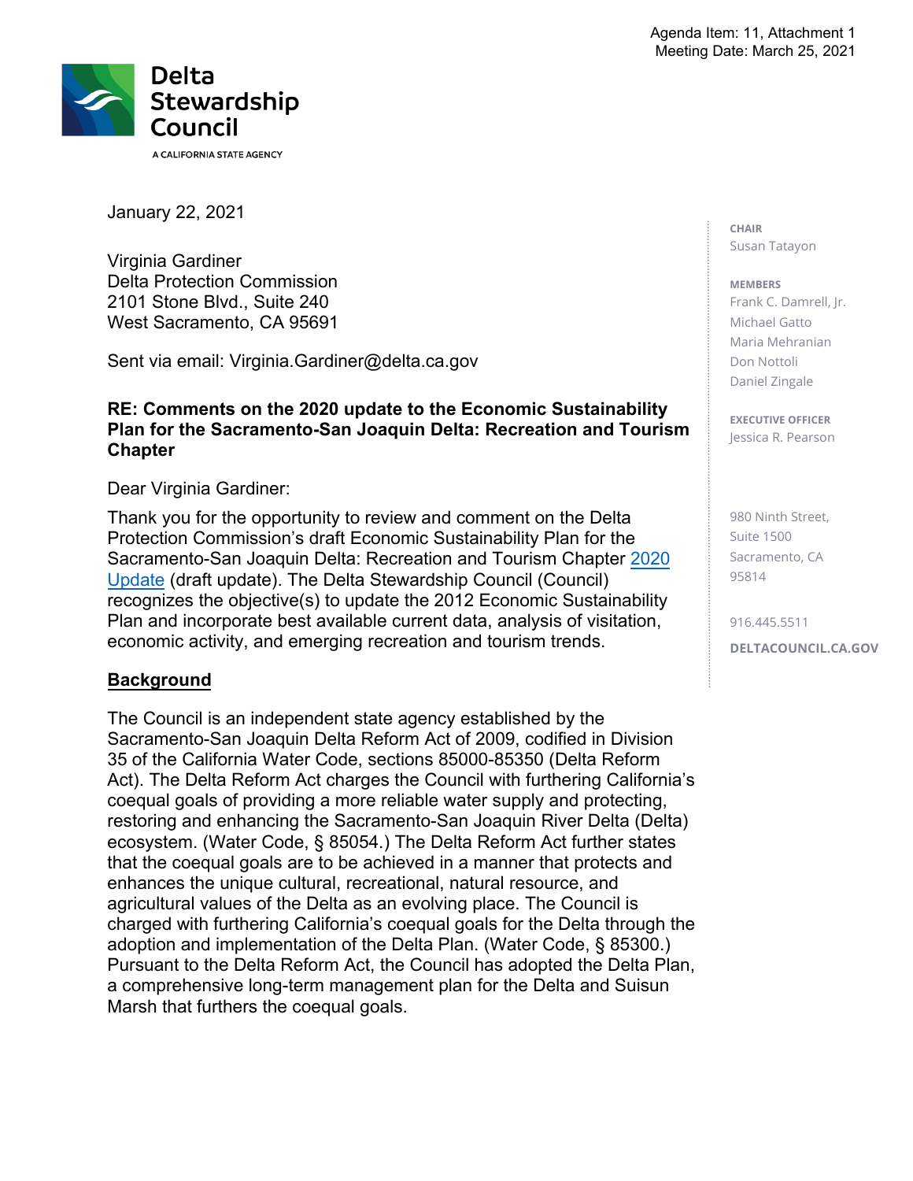Agenda Item: 11, Attachment 1
Meeting Date: March 25, 2021

**Delta Stewardship Council**
A CALIFORNIA STATE AGENCY

January 22, 2021

Virginia Gardiner
Delta Protection Commission
2101 Stone Blvd., Suite 240
West Sacramento, CA 95691

Sent via email: Virginia.Gardiner@delta.ca.gov

**RE: Comments on the 2020 update to the Economic Sustainability Plan for the Sacramento-San Joaquin Delta: Recreation and Tourism Chapter**

Dear Virginia Gardiner:

Thank you for the opportunity to review and comment on the Delta Protection Commission's draft Economic Sustainability Plan for the Sacramento-San Joaquin Delta: Recreation and Tourism Chapter 2020 Update (draft update). The Delta Stewardship Council (Council) recognizes the objective(s) to update the 2012 Economic Sustainability Plan and incorporate best available current data, analysis of visitation, economic activity, and emerging recreation and tourism trends.

## Background

The Council is an independent state agency established by the Sacramento-San Joaquin Delta Reform Act of 2009, codified in Division 35 of the California Water Code, sections 85000-85350 (Delta Reform Act). The Delta Reform Act charges the Council with furthering California's coequal goals of providing a more reliable water supply and protecting, restoring and enhancing the Sacramento-San Joaquin River Delta (Delta) ecosystem. (Water Code, § 85054.) The Delta Reform Act further states that the coequal goals are to be achieved in a manner that protects and enhances the unique cultural, recreational, natural resource, and agricultural values of the Delta as an evolving place. The Council is charged with furthering California's coequal goals for the Delta through the adoption and implementation of the Delta Plan. (Water Code, § 85300.) Pursuant to the Delta Reform Act, the Council has adopted the Delta Plan, a comprehensive long-term management plan for the Delta and Suisun Marsh that furthers the coequal goals.

**CHAIR**
Susan Tatayon

**MEMBERS**
Frank C. Damrell, Jr.
Michael Gatto
Maria Mehranian
Don Nottoli
Daniel Zingale

**EXECUTIVE OFFICER**
Jessica R. Pearson

980 Ninth Street,
Suite 1500
Sacramento, CA
95814

916.445.5511

**DELTACOUNCIL.CA.GOV**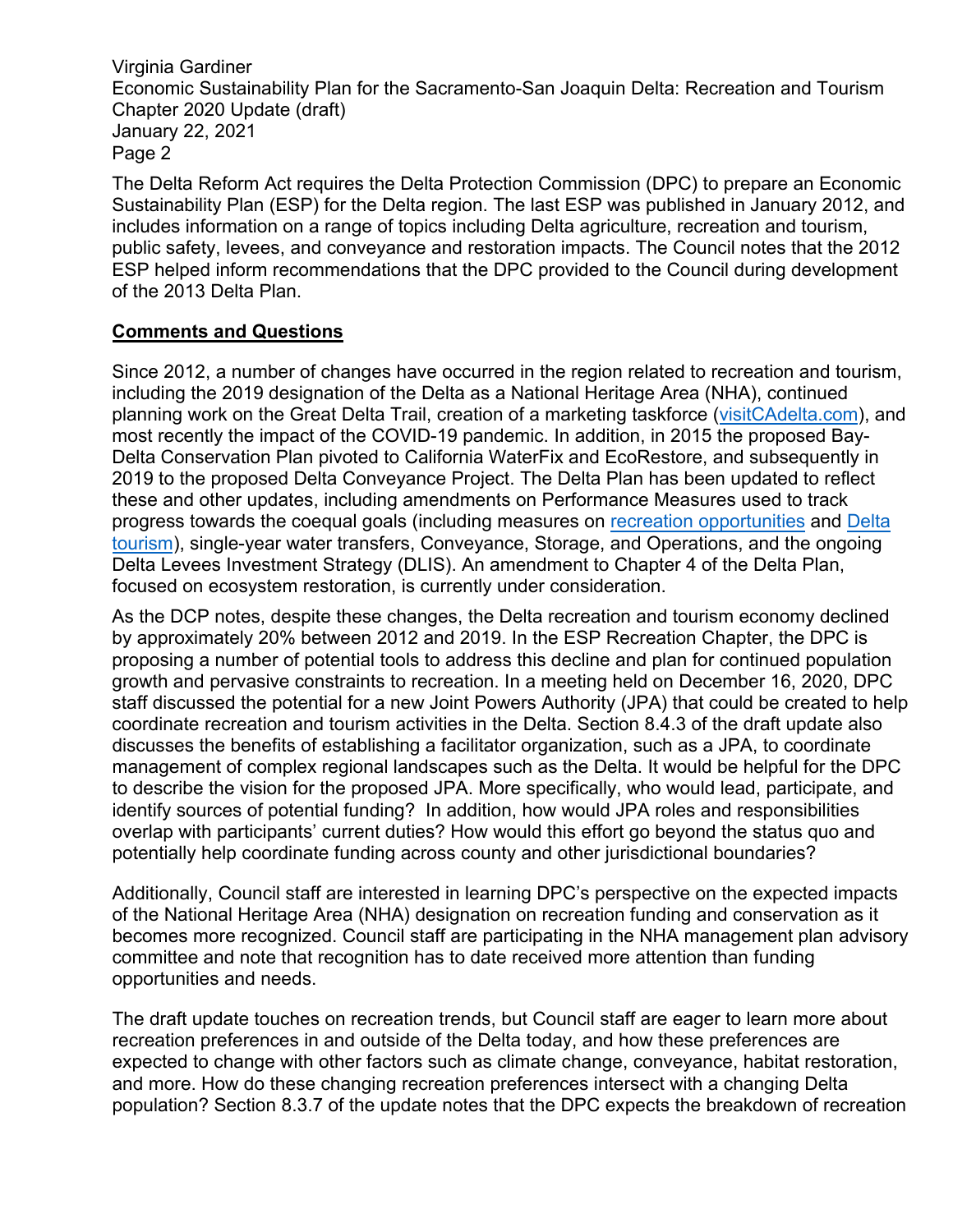The Delta Reform Act requires the Delta Protection Commission (DPC) to prepare an Economic Sustainability Plan (ESP) for the Delta region. The last ESP was published in January 2012, and includes information on a range of topics including Delta agriculture, recreation and tourism, public safety, levees, and conveyance and restoration impacts. The Council notes that the 2012 ESP helped inform recommendations that the DPC provided to the Council during development of the 2013 Delta Plan.

**Comments and Questions**

Since 2012, a number of changes have occurred in the region related to recreation and tourism, including the 2019 designation of the Delta as a National Heritage Area (NHA), continued planning work on the Great Delta Trail, creation of a marketing taskforce (visitCAdelta.com), and most recently the impact of the COVID-19 pandemic. In addition, in 2015 the proposed Bay-Delta Conservation Plan pivoted to California WaterFix and EcoRestore, and subsequently in 2019 to the proposed Delta Conveyance Project. The Delta Plan has been updated to reflect these and other updates, including amendments on Performance Measures used to track progress towards the coequal goals (including measures on recreation opportunities and Delta tourism), single-year water transfers, Conveyance, Storage, and Operations, and the ongoing Delta Levees Investment Strategy (DLIS). An amendment to Chapter 4 of the Delta Plan, focused on ecosystem restoration, is currently under consideration.

As the DCP notes, despite these changes, the Delta recreation and tourism economy declined by approximately 20% between 2012 and 2019. In the ESP Recreation Chapter, the DPC is proposing a number of potential tools to address this decline and plan for continued population growth and pervasive constraints to recreation. In a meeting held on December 16, 2020, DPC staff discussed the potential for a new Joint Powers Authority (JPA) that could be created to help coordinate recreation and tourism activities in the Delta. Section 8.4.3 of the draft update also discusses the benefits of establishing a facilitator organization, such as a JPA, to coordinate management of complex regional landscapes such as the Delta. It would be helpful for the DPC to describe the vision for the proposed JPA. More specifically, who would lead, participate, and identify sources of potential funding? In addition, how would JPA roles and responsibilities overlap with participants' current duties? How would this effort go beyond the status quo and potentially help coordinate funding across county and other jurisdictional boundaries?

Additionally, Council staff are interested in learning DPC's perspective on the expected impacts of the National Heritage Area (NHA) designation on recreation funding and conservation as it becomes more recognized. Council staff are participating in the NHA management plan advisory committee and note that recognition has to date received more attention than funding opportunities and needs.

The draft update touches on recreation trends, but Council staff are eager to learn more about recreation preferences in and outside of the Delta today, and how these preferences are expected to change with other factors such as climate change, conveyance, habitat restoration, and more. How do these changing recreation preferences intersect with a changing Delta population? Section 8.3.7 of the update notes that the DPC expects the breakdown of recreation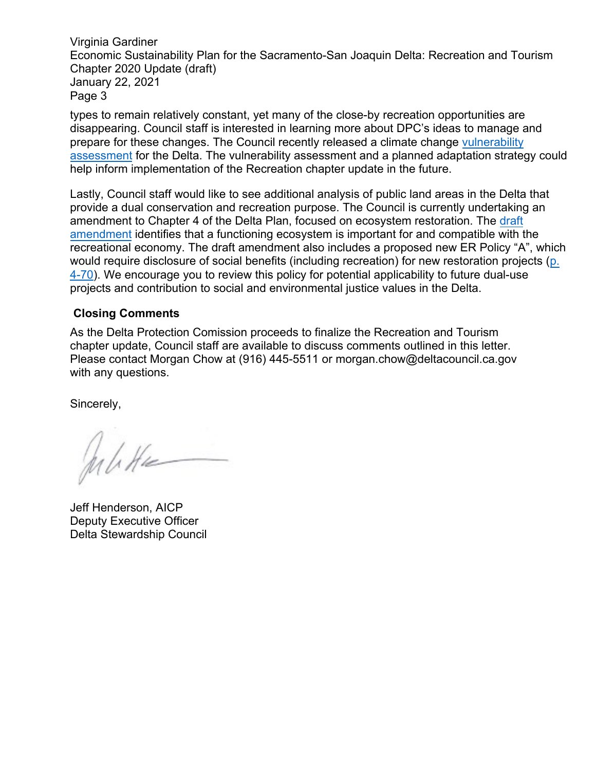types to remain relatively constant, yet many of the close-by recreation opportunities are disappearing. Council staff is interested in learning more about DPC's ideas to manage and prepare for these changes. The Council recently released a climate change vulnerability assessment for the Delta. The vulnerability assessment and a planned adaptation strategy could help inform implementation of the Recreation chapter update in the future.

Lastly, Council staff would like to see additional analysis of public land areas in the Delta that provide a dual conservation and recreation purpose. The Council is currently undertaking an amendment to Chapter 4 of the Delta Plan, focused on ecosystem restoration. The draft amendment identifies that a functioning ecosystem is important for and compatible with the recreational economy. The draft amendment also includes a proposed new ER Policy "A", which would require disclosure of social benefits (including recreation) for new restoration projects (p. 4-70). We encourage you to review this policy for potential applicability to future dual-use projects and contribution to social and environmental justice values in the Delta.

## Closing Comments

As the Delta Protection Comission proceeds to finalize the Recreation and Tourism chapter update, Council staff are available to discuss comments outlined in this letter. Please contact Morgan Chow at (916) 445-5511 or morgan.chow@deltacouncil.ca.gov with any questions.

Sincerely,

Jeff Henderson, AICP
Deputy Executive Officer
Delta Stewardship Council